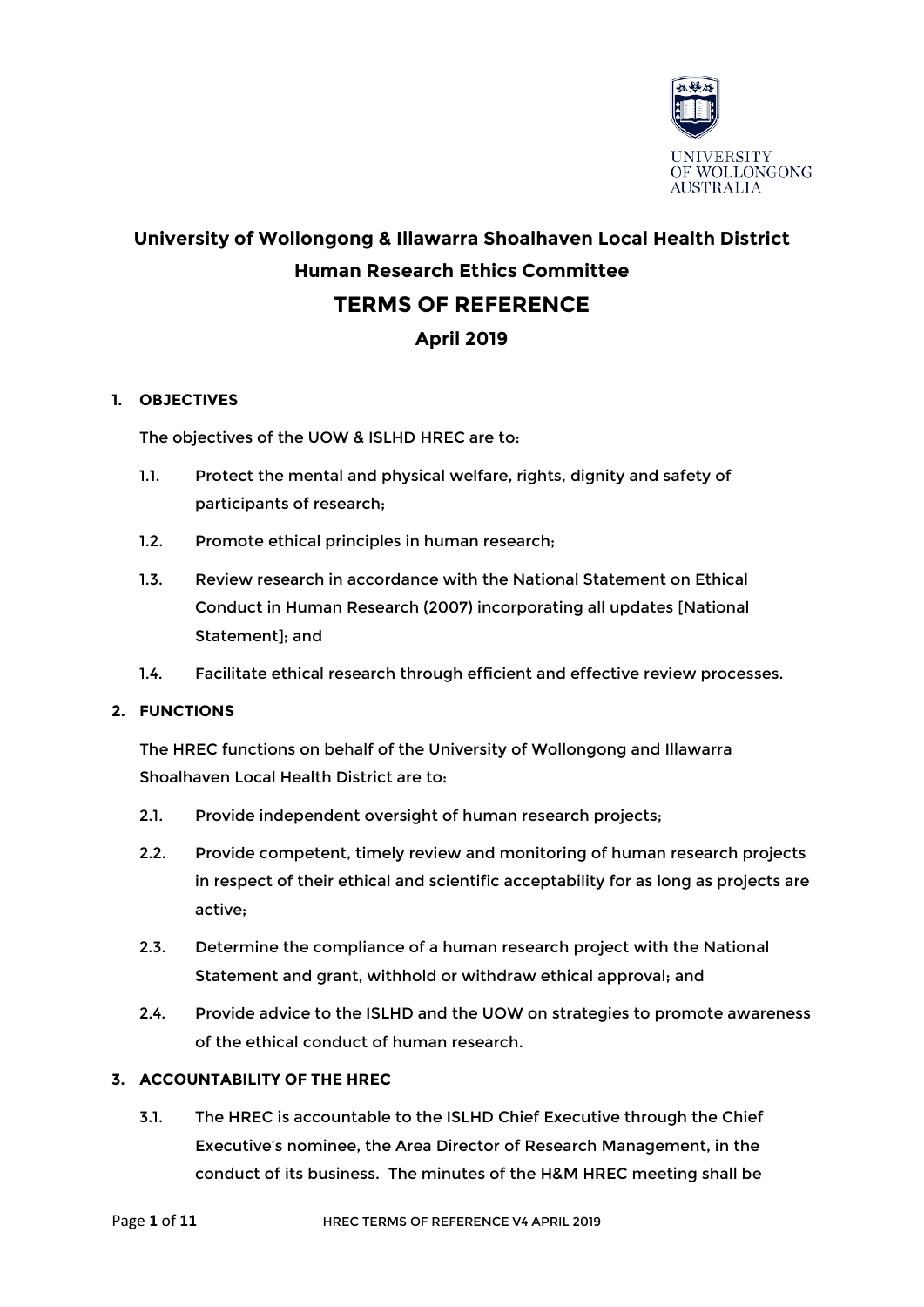University of Wollongong & Illawarra Shoalhaven Local Health District

Human Research Ethics Committee

# TERMS OF REFERENCE

**April 2019**

## 1. OBJECTIVES

The objectives of the UOW & ISLHD HREC are to:

1.1. Protect the mental and physical welfare, rights, dignity and safety of participants of research;

1.2. Promote ethical principles in human research;

1.3. Review research in accordance with the National Statement on Ethical Conduct in Human Research (2007) incorporating all updates [National Statement]; and

1.4. Facilitate ethical research through efficient and effective review processes.

## 2. FUNCTIONS

The HREC functions on behalf of the University of Wollongong and Illawarra Shoalhaven Local Health District are to:

2.1. Provide independent oversight of human research projects;

2.2. Provide competent, timely review and monitoring of human research projects in respect of their ethical and scientific acceptability for as long as projects are active;

2.3. Determine the compliance of a human research project with the National Statement and grant, withhold or withdraw ethical approval; and

2.4. Provide advice to the ISLHD and the UOW on strategies to promote awareness of the ethical conduct of human research.

## 3. ACCOUNTABILITY OF THE HREC

3.1. The HREC is accountable to the ISLHD Chief Executive through the Chief Executive's nominee, the Area Director of Research Management, in the conduct of its business. The minutes of the H&M HREC meeting shall be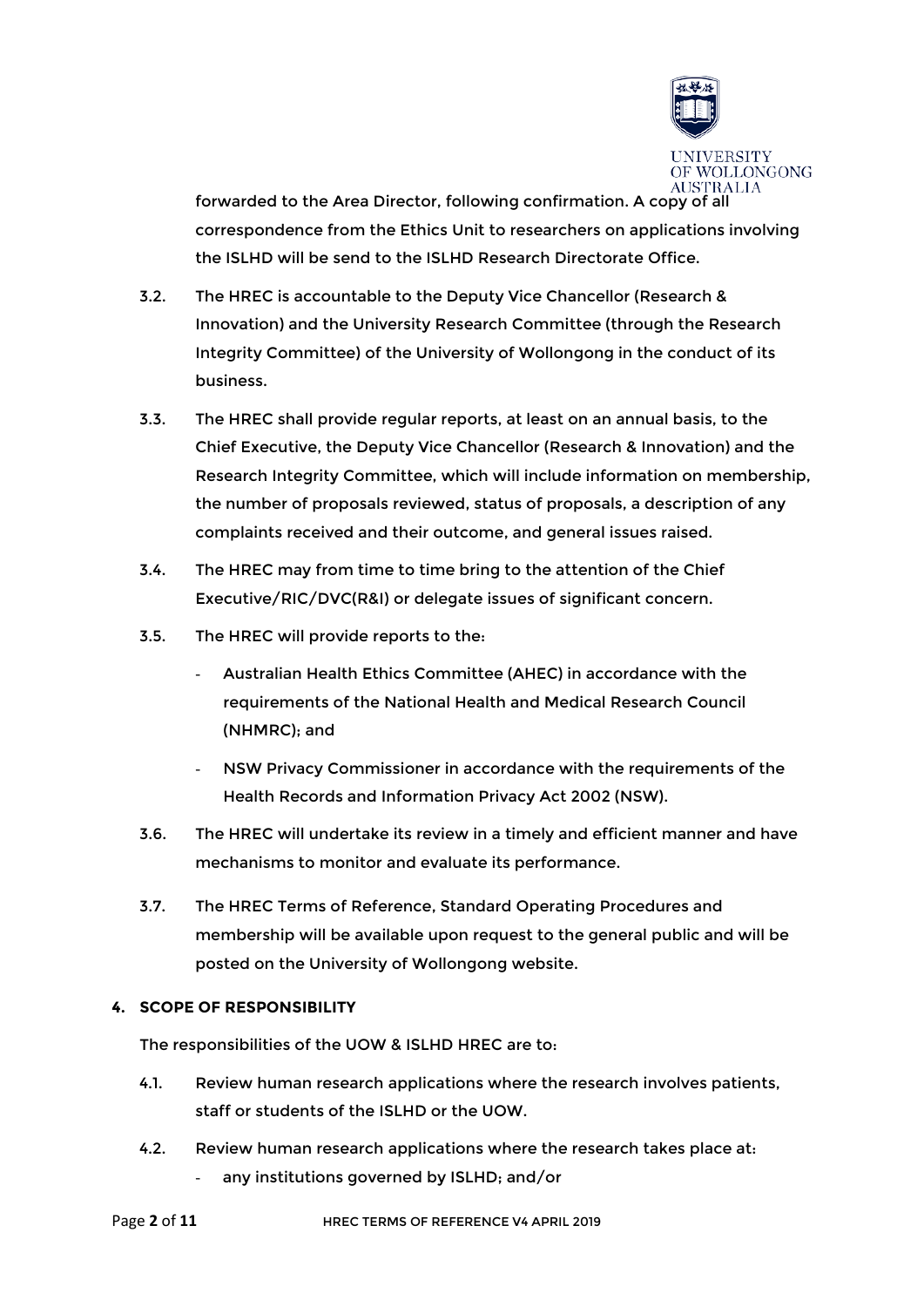forwarded to the Area Director, following confirmation. A copy of all correspondence from the Ethics Unit to researchers on applications involving the ISLHD will be send to the ISLHD Research Directorate Office.

3.2. The HREC is accountable to the Deputy Vice Chancellor (Research & Innovation) and the University Research Committee (through the Research Integrity Committee) of the University of Wollongong in the conduct of its business.

3.3. The HREC shall provide regular reports, at least on an annual basis, to the Chief Executive, the Deputy Vice Chancellor (Research & Innovation) and the Research Integrity Committee, which will include information on membership, the number of proposals reviewed, status of proposals, a description of any complaints received and their outcome, and general issues raised.

3.4. The HREC may from time to time bring to the attention of the Chief Executive/RIC/DVC(R&I) or delegate issues of significant concern.

3.5. The HREC will provide reports to the:

- Australian Health Ethics Committee (AHEC) in accordance with the requirements of the National Health and Medical Research Council (NHMRC); and
- NSW Privacy Commissioner in accordance with the requirements of the Health Records and Information Privacy Act 2002 (NSW).

3.6. The HREC will undertake its review in a timely and efficient manner and have mechanisms to monitor and evaluate its performance.

3.7. The HREC Terms of Reference, Standard Operating Procedures and membership will be available upon request to the general public and will be posted on the University of Wollongong website.

## 4. SCOPE OF RESPONSIBILITY

The responsibilities of the UOW & ISLHD HREC are to:

4.1. Review human research applications where the research involves patients, staff or students of the ISLHD or the UOW.

4.2. Review human research applications where the research takes place at:

- any institutions governed by ISLHD; and/or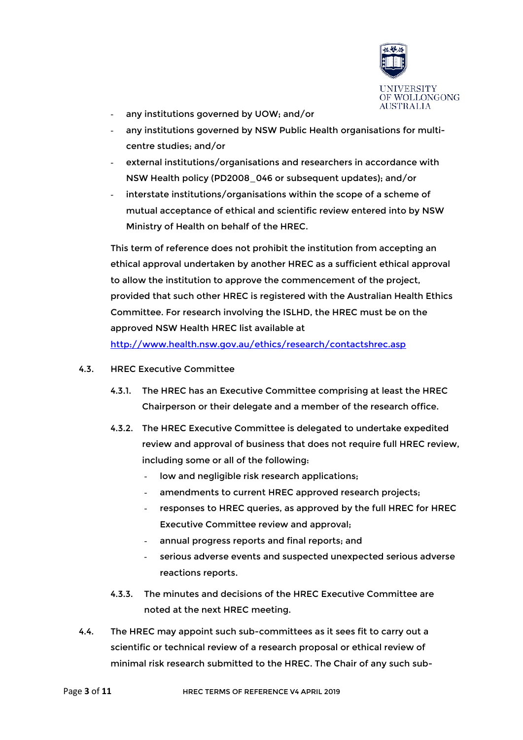- any institutions governed by UOW; and/or
- any institutions governed by NSW Public Health organisations for multi-centre studies; and/or
- external institutions/organisations and researchers in accordance with NSW Health policy (PD2008_046 or subsequent updates); and/or
- interstate institutions/organisations within the scope of a scheme of mutual acceptance of ethical and scientific review entered into by NSW Ministry of Health on behalf of the HREC.

This term of reference does not prohibit the institution from accepting an ethical approval undertaken by another HREC as a sufficient ethical approval to allow the institution to approve the commencement of the project, provided that such other HREC is registered with the Australian Health Ethics Committee. For research involving the ISLHD, the HREC must be on the approved NSW Health HREC list available at [http://www.health.nsw.gov.au/ethics/research/contactshrec.asp](http://www.health.nsw.gov.au/ethics/research/contactshrec.asp)

4.3. HREC Executive Committee

4.3.1. The HREC has an Executive Committee comprising at least the HREC Chairperson or their delegate and a member of the research office.

4.3.2. The HREC Executive Committee is delegated to undertake expedited review and approval of business that does not require full HREC review, including some or all of the following:

- low and negligible risk research applications;
- amendments to current HREC approved research projects;
- responses to HREC queries, as approved by the full HREC for HREC Executive Committee review and approval;
- annual progress reports and final reports; and
- serious adverse events and suspected unexpected serious adverse reactions reports.

4.3.3. The minutes and decisions of the HREC Executive Committee are noted at the next HREC meeting.

4.4. The HREC may appoint such sub-committees as it sees fit to carry out a scientific or technical review of a research proposal or ethical review of minimal risk research submitted to the HREC. The Chair of any such sub-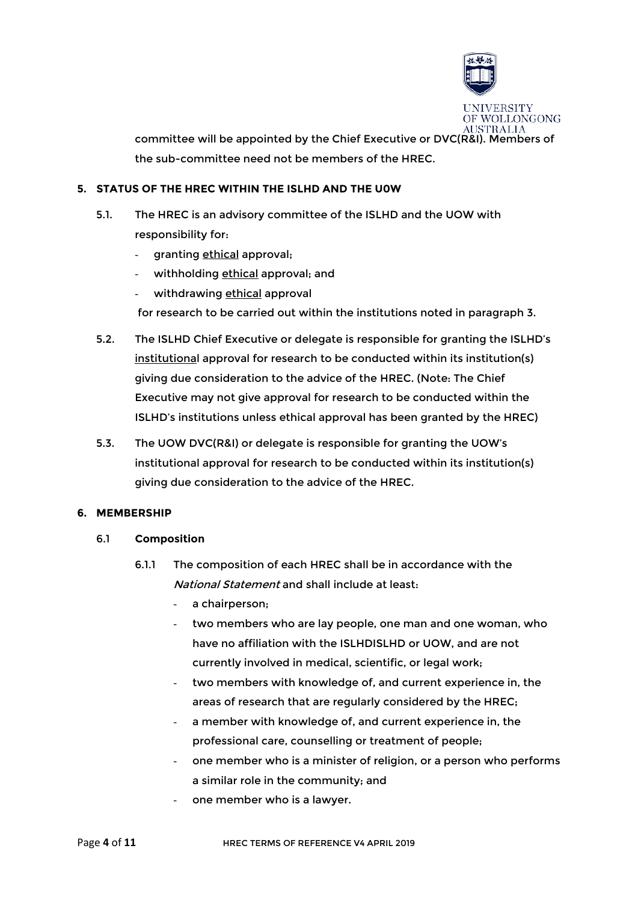committee will be appointed by the Chief Executive or DVC(R&I). Members of the sub-committee need not be members of the HREC.

## 5. STATUS OF THE HREC WITHIN THE ISLHD AND THE U0W

5.1. The HREC is an advisory committee of the ISLHD and the UOW with responsibility for:

- granting ethical approval;
- withholding ethical approval; and
- withdrawing ethical approval

for research to be carried out within the institutions noted in paragraph 3.

5.2. The ISLHD Chief Executive or delegate is responsible for granting the ISLHD's institutional approval for research to be conducted within its institution(s) giving due consideration to the advice of the HREC. (Note: The Chief Executive may not give approval for research to be conducted within the ISLHD's institutions unless ethical approval has been granted by the HREC)

5.3. The UOW DVC(R&I) or delegate is responsible for granting the UOW's institutional approval for research to be conducted within its institution(s) giving due consideration to the advice of the HREC.

## 6. MEMBERSHIP

### 6.1 Composition

6.1.1 The composition of each HREC shall be in accordance with the *National Statement* and shall include at least:

- a chairperson;
- two members who are lay people, one man and one woman, who have no affiliation with the ISLHDISLHD or UOW, and are not currently involved in medical, scientific, or legal work;
- two members with knowledge of, and current experience in, the areas of research that are regularly considered by the HREC;
- a member with knowledge of, and current experience in, the professional care, counselling or treatment of people;
- one member who is a minister of religion, or a person who performs a similar role in the community; and
- one member who is a lawyer.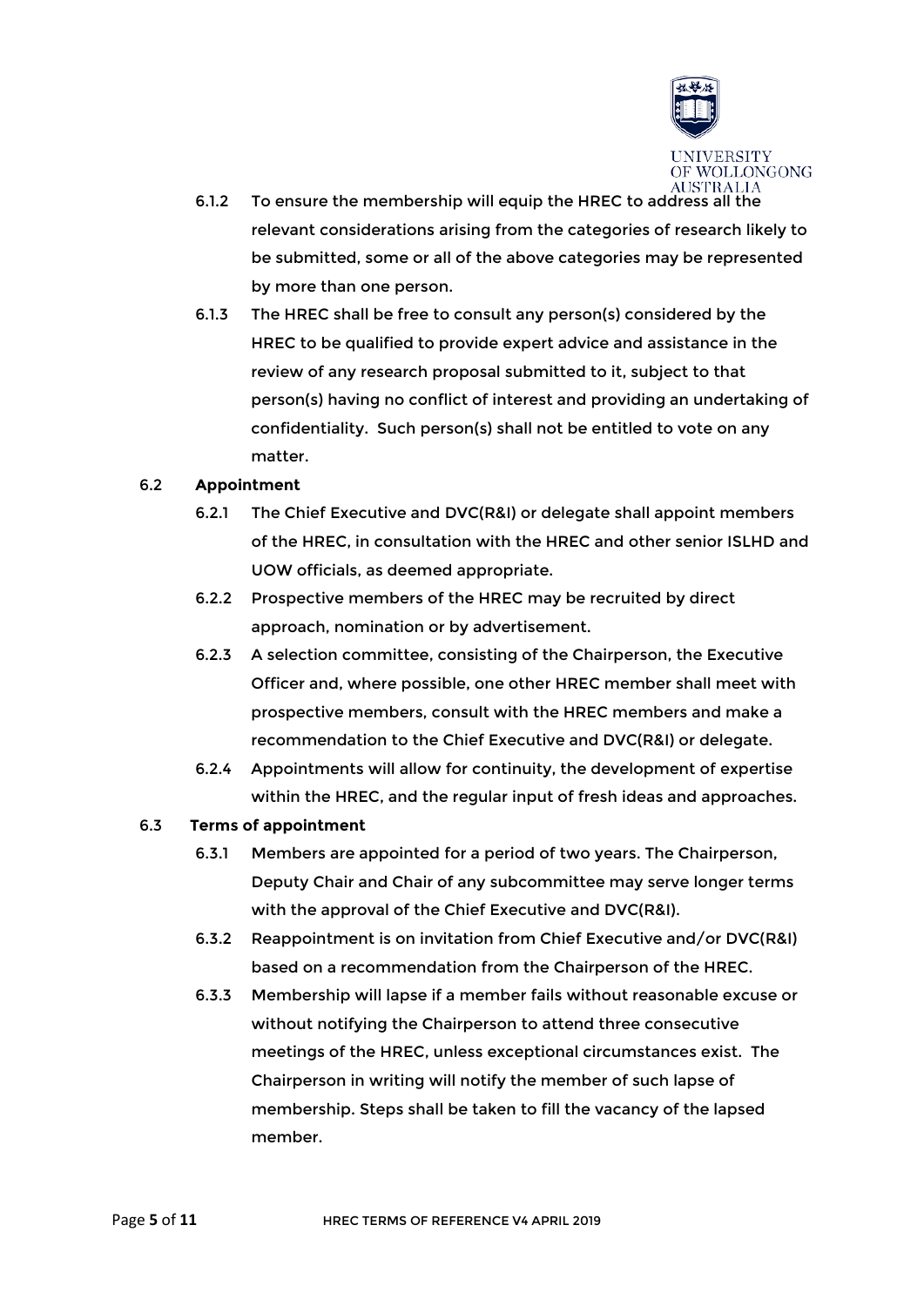6.1.2 To ensure the membership will equip the HREC to address all the relevant considerations arising from the categories of research likely to be submitted, some or all of the above categories may be represented by more than one person.

6.1.3 The HREC shall be free to consult any person(s) considered by the HREC to be qualified to provide expert advice and assistance in the review of any research proposal submitted to it, subject to that person(s) having no conflict of interest and providing an undertaking of confidentiality. Such person(s) shall not be entitled to vote on any matter.

### 6.2 Appointment

6.2.1 The Chief Executive and DVC(R&I) or delegate shall appoint members of the HREC, in consultation with the HREC and other senior ISLHD and UOW officials, as deemed appropriate.

6.2.2 Prospective members of the HREC may be recruited by direct approach, nomination or by advertisement.

6.2.3 A selection committee, consisting of the Chairperson, the Executive Officer and, where possible, one other HREC member shall meet with prospective members, consult with the HREC members and make a recommendation to the Chief Executive and DVC(R&I) or delegate.

6.2.4 Appointments will allow for continuity, the development of expertise within the HREC, and the regular input of fresh ideas and approaches.

### 6.3 Terms of appointment

6.3.1 Members are appointed for a period of two years. The Chairperson, Deputy Chair and Chair of any subcommittee may serve longer terms with the approval of the Chief Executive and DVC(R&I).

6.3.2 Reappointment is on invitation from Chief Executive and/or DVC(R&I) based on a recommendation from the Chairperson of the HREC.

6.3.3 Membership will lapse if a member fails without reasonable excuse or without notifying the Chairperson to attend three consecutive meetings of the HREC, unless exceptional circumstances exist. The Chairperson in writing will notify the member of such lapse of membership. Steps shall be taken to fill the vacancy of the lapsed member.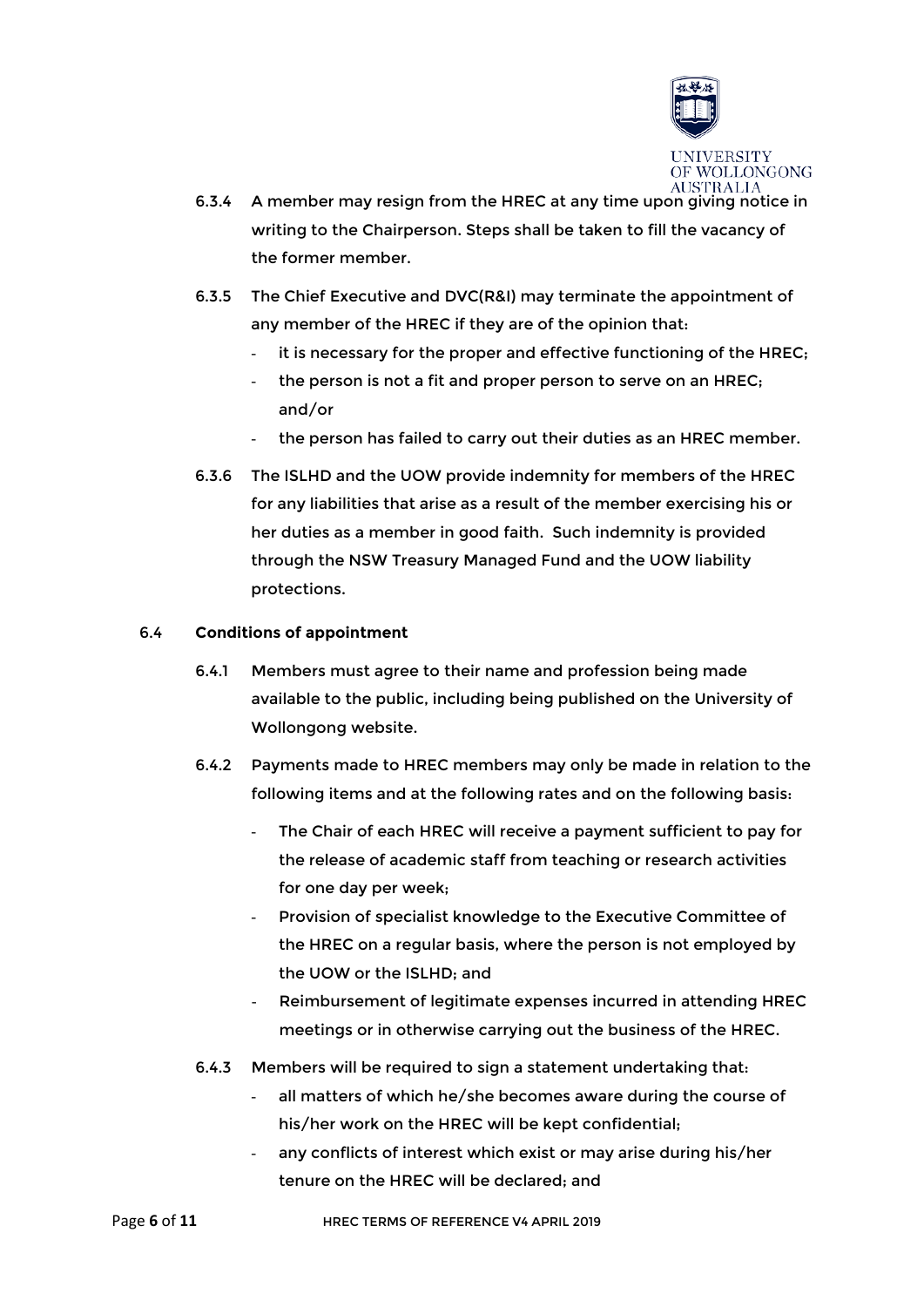6.3.4 A member may resign from the HREC at any time upon giving notice in writing to the Chairperson. Steps shall be taken to fill the vacancy of the former member.

6.3.5 The Chief Executive and DVC(R&I) may terminate the appointment of any member of the HREC if they are of the opinion that:

- it is necessary for the proper and effective functioning of the HREC;
- the person is not a fit and proper person to serve on an HREC; and/or
- the person has failed to carry out their duties as an HREC member.

6.3.6 The ISLHD and the UOW provide indemnity for members of the HREC for any liabilities that arise as a result of the member exercising his or her duties as a member in good faith. Such indemnity is provided through the NSW Treasury Managed Fund and the UOW liability protections.

6.4 **Conditions of appointment**

6.4.1 Members must agree to their name and profession being made available to the public, including being published on the University of Wollongong website.

6.4.2 Payments made to HREC members may only be made in relation to the following items and at the following rates and on the following basis:

- The Chair of each HREC will receive a payment sufficient to pay for the release of academic staff from teaching or research activities for one day per week;
- Provision of specialist knowledge to the Executive Committee of the HREC on a regular basis, where the person is not employed by the UOW or the ISLHD; and
- Reimbursement of legitimate expenses incurred in attending HREC meetings or in otherwise carrying out the business of the HREC.

6.4.3 Members will be required to sign a statement undertaking that:

- all matters of which he/she becomes aware during the course of his/her work on the HREC will be kept confidential;
- any conflicts of interest which exist or may arise during his/her tenure on the HREC will be declared; and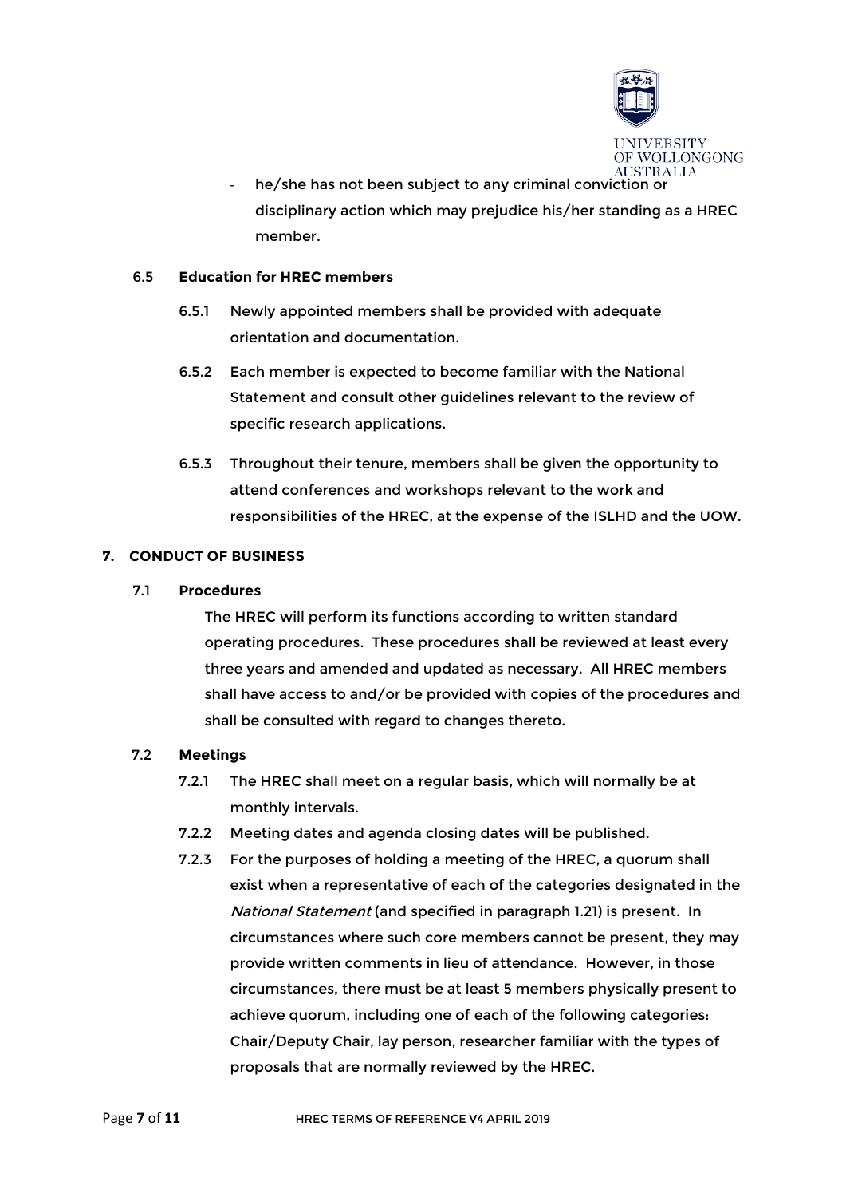- he/she has not been subject to any criminal conviction or disciplinary action which may prejudice his/her standing as a HREC member.

### 6.5 Education for HREC members

6.5.1 Newly appointed members shall be provided with adequate orientation and documentation.

6.5.2 Each member is expected to become familiar with the National Statement and consult other guidelines relevant to the review of specific research applications.

6.5.3 Throughout their tenure, members shall be given the opportunity to attend conferences and workshops relevant to the work and responsibilities of the HREC, at the expense of the ISLHD and the UOW.

## 7. CONDUCT OF BUSINESS

### 7.1 Procedures

The HREC will perform its functions according to written standard operating procedures. These procedures shall be reviewed at least every three years and amended and updated as necessary. All HREC members shall have access to and/or be provided with copies of the procedures and shall be consulted with regard to changes thereto.

### 7.2 Meetings

7.2.1 The HREC shall meet on a regular basis, which will normally be at monthly intervals.

7.2.2 Meeting dates and agenda closing dates will be published.

7.2.3 For the purposes of holding a meeting of the HREC, a quorum shall exist when a representative of each of the categories designated in the *National Statement* (and specified in paragraph 1.21) is present. In circumstances where such core members cannot be present, they may provide written comments in lieu of attendance. However, in those circumstances, there must be at least 5 members physically present to achieve quorum, including one of each of the following categories: Chair/Deputy Chair, lay person, researcher familiar with the types of proposals that are normally reviewed by the HREC.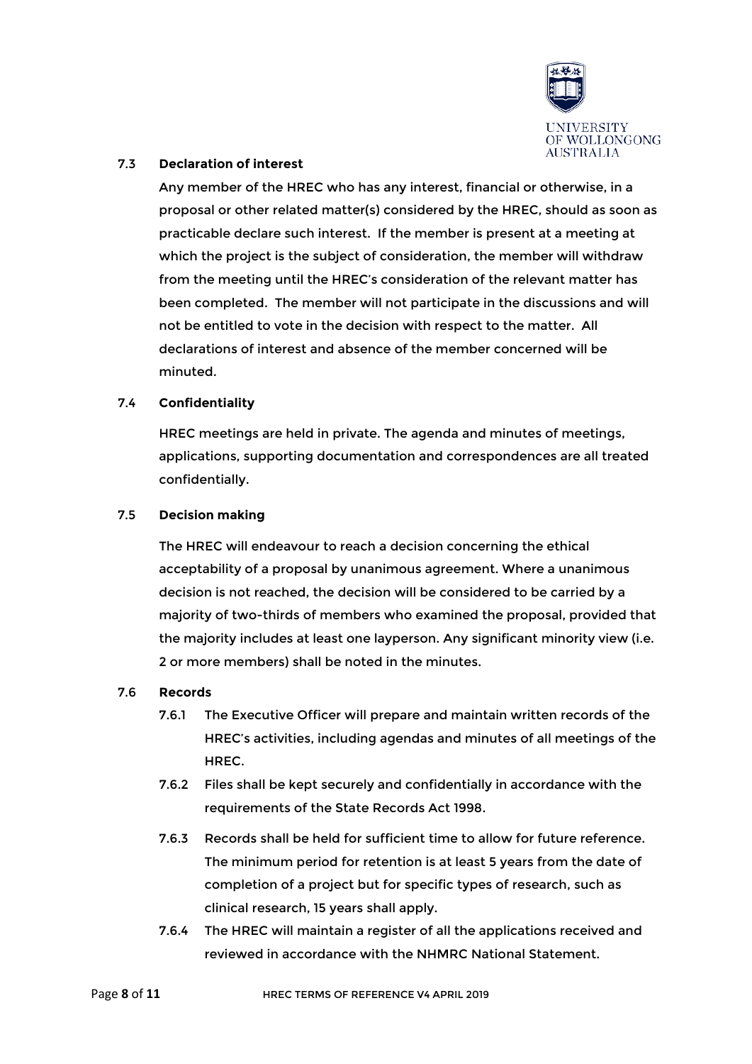### 7.3 Declaration of interest

Any member of the HREC who has any interest, financial or otherwise, in a proposal or other related matter(s) considered by the HREC, should as soon as practicable declare such interest. If the member is present at a meeting at which the project is the subject of consideration, the member will withdraw from the meeting until the HREC's consideration of the relevant matter has been completed. The member will not participate in the discussions and will not be entitled to vote in the decision with respect to the matter. All declarations of interest and absence of the member concerned will be minuted.

### 7.4 Confidentiality

HREC meetings are held in private. The agenda and minutes of meetings, applications, supporting documentation and correspondences are all treated confidentially.

### 7.5 Decision making

The HREC will endeavour to reach a decision concerning the ethical acceptability of a proposal by unanimous agreement. Where a unanimous decision is not reached, the decision will be considered to be carried by a majority of two-thirds of members who examined the proposal, provided that the majority includes at least one layperson. Any significant minority view (i.e. 2 or more members) shall be noted in the minutes.

### 7.6 Records

7.6.1 The Executive Officer will prepare and maintain written records of the HREC's activities, including agendas and minutes of all meetings of the HREC.

7.6.2 Files shall be kept securely and confidentially in accordance with the requirements of the State Records Act 1998.

7.6.3 Records shall be held for sufficient time to allow for future reference. The minimum period for retention is at least 5 years from the date of completion of a project but for specific types of research, such as clinical research, 15 years shall apply.

7.6.4 The HREC will maintain a register of all the applications received and reviewed in accordance with the NHMRC National Statement.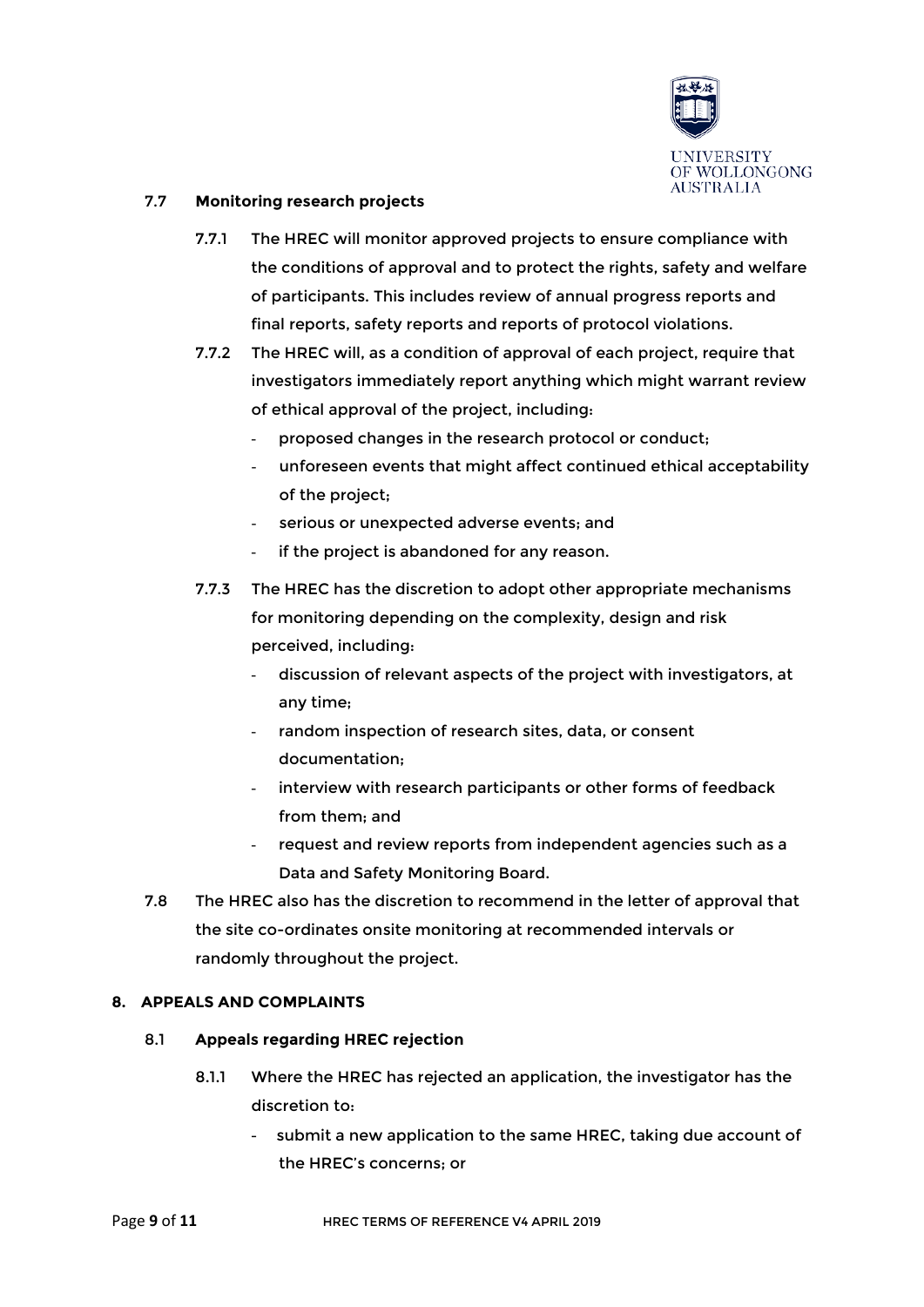### 7.7 Monitoring research projects

7.7.1 The HREC will monitor approved projects to ensure compliance with the conditions of approval and to protect the rights, safety and welfare of participants. This includes review of annual progress reports and final reports, safety reports and reports of protocol violations.

7.7.2 The HREC will, as a condition of approval of each project, require that investigators immediately report anything which might warrant review of ethical approval of the project, including:

- proposed changes in the research protocol or conduct;
- unforeseen events that might affect continued ethical acceptability of the project;
- serious or unexpected adverse events; and
- if the project is abandoned for any reason.

7.7.3 The HREC has the discretion to adopt other appropriate mechanisms for monitoring depending on the complexity, design and risk perceived, including:

- discussion of relevant aspects of the project with investigators, at any time;
- random inspection of research sites, data, or consent documentation;
- interview with research participants or other forms of feedback from them; and
- request and review reports from independent agencies such as a Data and Safety Monitoring Board.

7.8 The HREC also has the discretion to recommend in the letter of approval that the site co-ordinates onsite monitoring at recommended intervals or randomly throughout the project.

## 8. APPEALS AND COMPLAINTS

### 8.1 Appeals regarding HREC rejection

8.1.1 Where the HREC has rejected an application, the investigator has the discretion to:

- submit a new application to the same HREC, taking due account of the HREC's concerns; or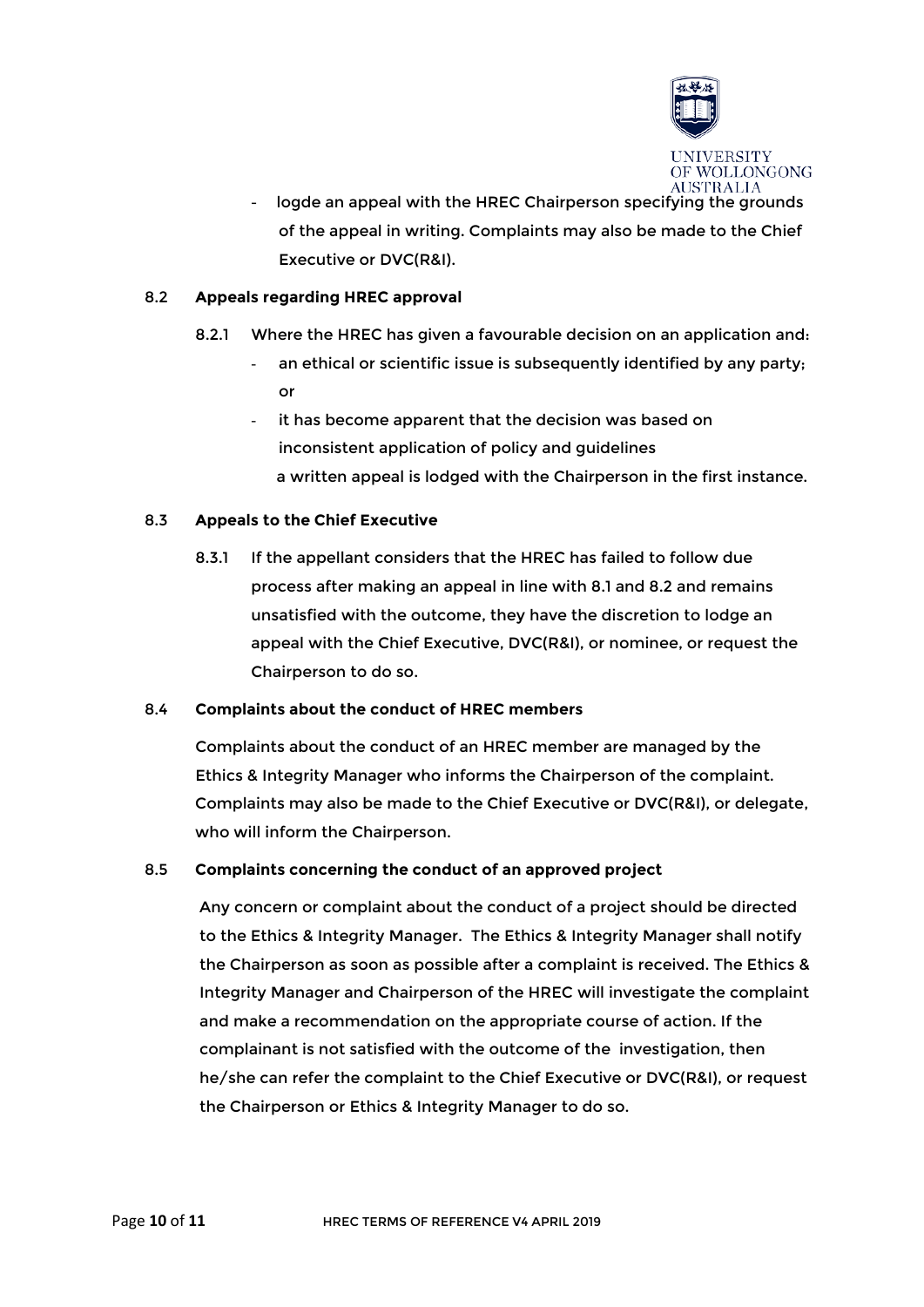- logde an appeal with the HREC Chairperson specifying the grounds of the appeal in writing. Complaints may also be made to the Chief Executive or DVC(R&I).

### 8.2 Appeals regarding HREC approval

8.2.1 Where the HREC has given a favourable decision on an application and:

- an ethical or scientific issue is subsequently identified by any party; or
- it has become apparent that the decision was based on inconsistent application of policy and guidelines

a written appeal is lodged with the Chairperson in the first instance.

### 8.3 Appeals to the Chief Executive

8.3.1 If the appellant considers that the HREC has failed to follow due process after making an appeal in line with 8.1 and 8.2 and remains unsatisfied with the outcome, they have the discretion to lodge an appeal with the Chief Executive, DVC(R&I), or nominee, or request the Chairperson to do so.

### 8.4 Complaints about the conduct of HREC members

Complaints about the conduct of an HREC member are managed by the Ethics & Integrity Manager who informs the Chairperson of the complaint. Complaints may also be made to the Chief Executive or DVC(R&I), or delegate, who will inform the Chairperson.

### 8.5 Complaints concerning the conduct of an approved project

Any concern or complaint about the conduct of a project should be directed to the Ethics & Integrity Manager. The Ethics & Integrity Manager shall notify the Chairperson as soon as possible after a complaint is received. The Ethics & Integrity Manager and Chairperson of the HREC will investigate the complaint and make a recommendation on the appropriate course of action. If the complainant is not satisfied with the outcome of the investigation, then he/she can refer the complaint to the Chief Executive or DVC(R&I), or request the Chairperson or Ethics & Integrity Manager to do so.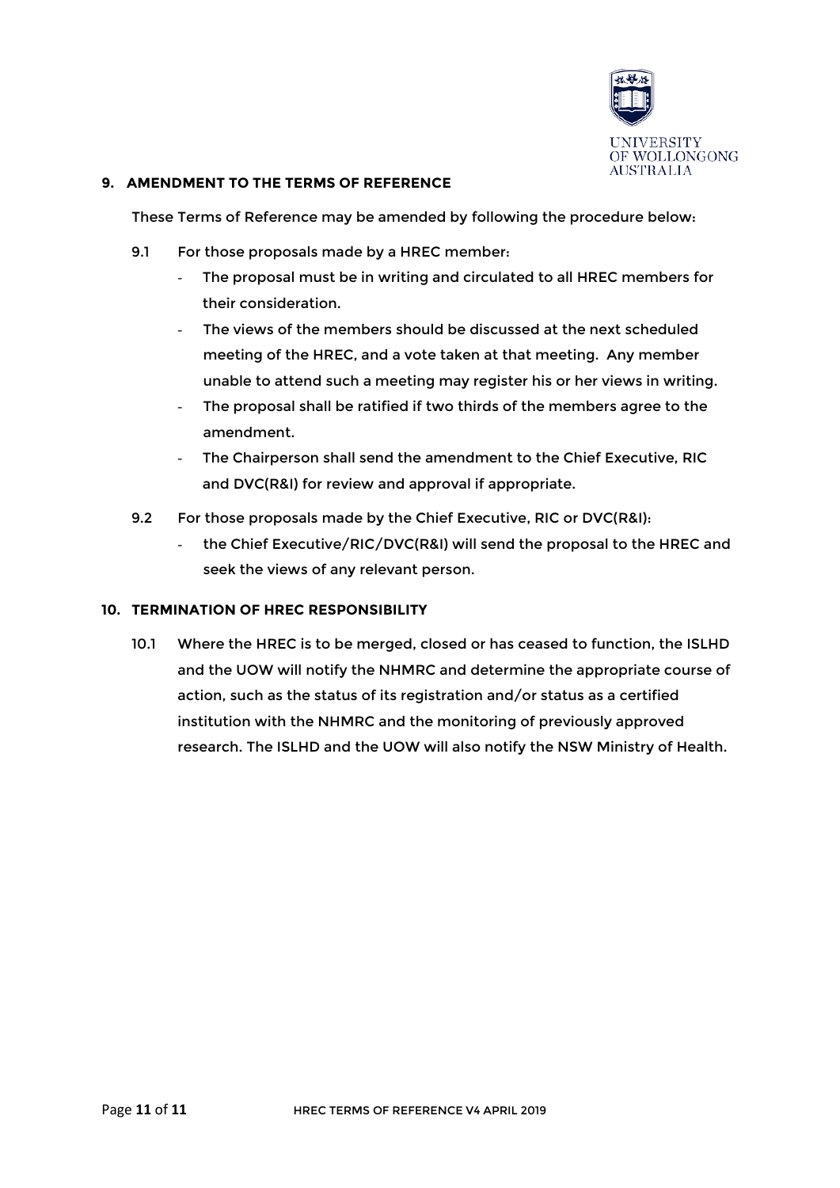## 9. AMENDMENT TO THE TERMS OF REFERENCE

These Terms of Reference may be amended by following the procedure below:

9.1 For those proposals made by a HREC member:

- The proposal must be in writing and circulated to all HREC members for their consideration.
- The views of the members should be discussed at the next scheduled meeting of the HREC, and a vote taken at that meeting. Any member unable to attend such a meeting may register his or her views in writing.
- The proposal shall be ratified if two thirds of the members agree to the amendment.
- The Chairperson shall send the amendment to the Chief Executive, RIC and DVC(R&I) for review and approval if appropriate.

9.2 For those proposals made by the Chief Executive, RIC or DVC(R&I):

- the Chief Executive/RIC/DVC(R&I) will send the proposal to the HREC and seek the views of any relevant person.

## 10. TERMINATION OF HREC RESPONSIBILITY

10.1 Where the HREC is to be merged, closed or has ceased to function, the ISLHD and the UOW will notify the NHMRC and determine the appropriate course of action, such as the status of its registration and/or status as a certified institution with the NHMRC and the monitoring of previously approved research. The ISLHD and the UOW will also notify the NSW Ministry of Health.